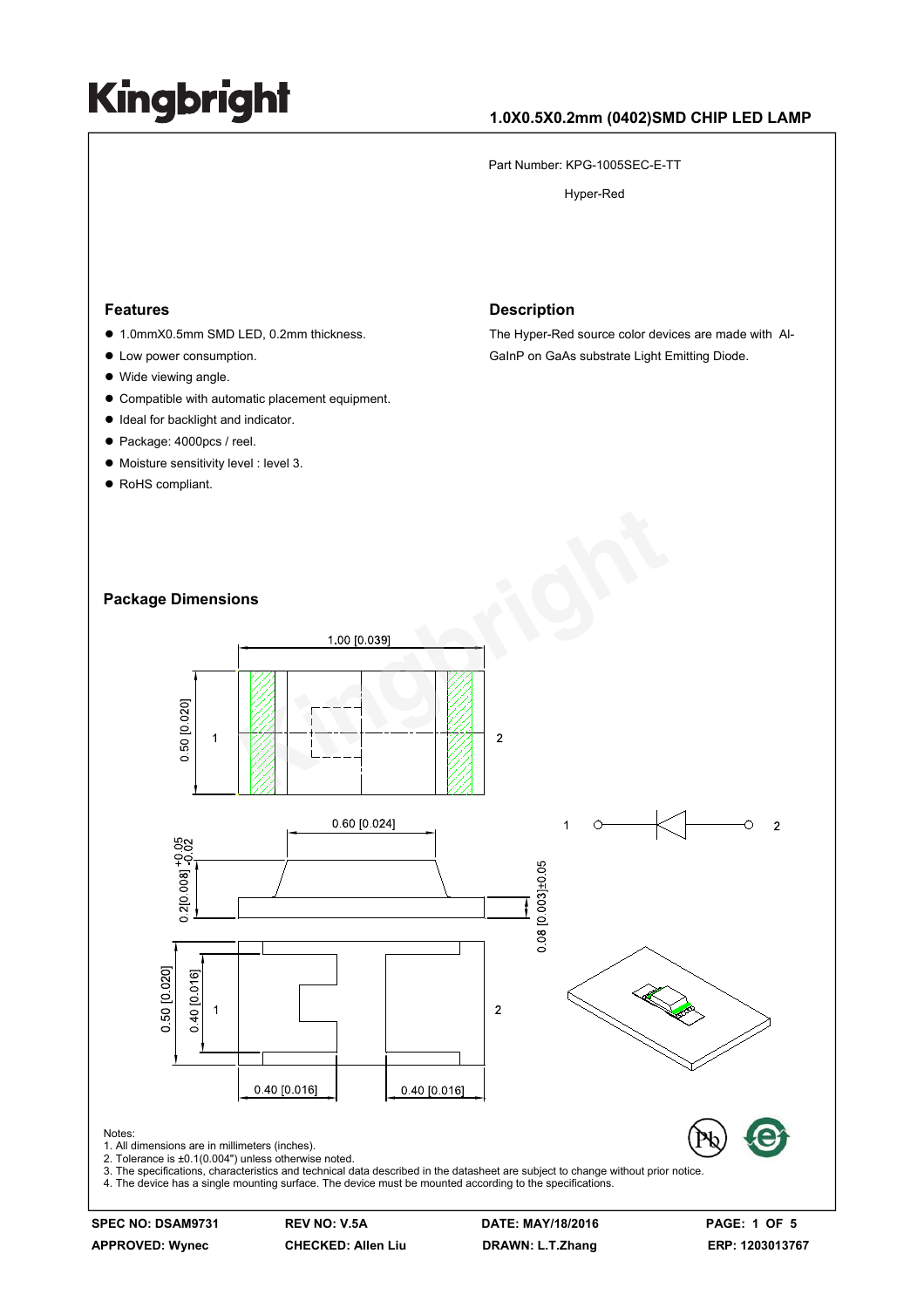# Kingbright

**1.0X0.5X0.2mm (0402)SMD CHIP LED LAMP**

Part Number: KPG-1005SEC-E-TT

Hyper-Red

## Features

- 1.0mmX0.5mm SMD LED, 0.2mm thickness.
- Low power consumption.
- Wide viewing angle.
- Compatible with automatic placement equipment.
- Ideal for backlight and indicator.
- Package: 4000pcs / reel.
- Moisture sensitivity level : level 3.
- RoHS compliant.

## Description

The Hyper-Red source color devices are made with Al-GaInP on GaAs substrate Light Emitting Diode.

## Package Dimensions

Notes:
1. All dimensions are in millimeters (inches).
2. Tolerance is ±0.1(0.004") unless otherwise noted.
3. The specifications, characteristics and technical data described in the datasheet are subject to change without prior notice.
4. The device has a single mounting surface. The device must be mounted according to the specifications.

| SPEC NO: DSAM9731 | REV NO: V.5A | DATE: MAY/18/2016 | ERP: 1203013767 |
|---|---|---|---|
| APPROVED: Wynec | CHECKED: Allen Liu | DRAWN: L.T.Zhang | |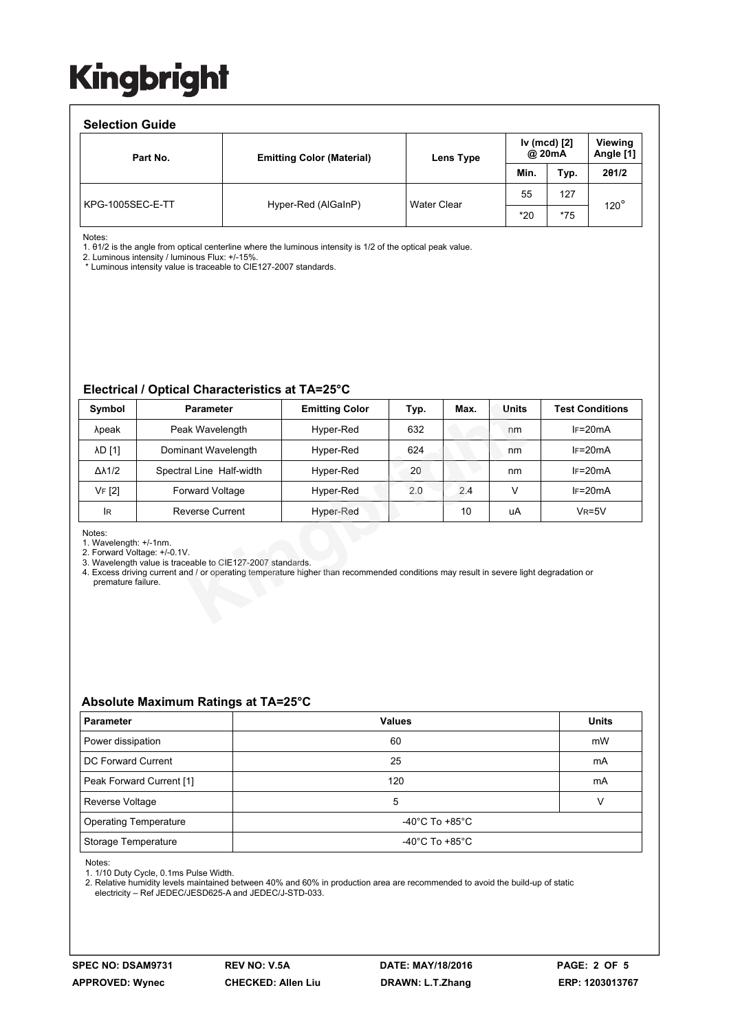## Selection Guide

| Part No. | Emitting Color (Material) | Lens Type | Iv (mcd) [2] @ 20mA | | Viewing Angle [1] |
|---|---|---|---|---|---|
| | | | Min. | Typ. | 2θ1/2 |
| KPG-1005SEC-E-TT | Hyper-Red (AlGaInP) | Water Clear | 55 | 127 | 120° |
| | | | *20 | *75 | |

Notes:
1. θ1/2 is the angle from optical centerline where the luminous intensity is 1/2 of the optical peak value.
2. Luminous intensity / luminous Flux: +/-15%.
* Luminous intensity value is traceable to CIE127-2007 standards.

## Electrical / Optical Characteristics at TA=25°C

| Symbol | Parameter | Emitting Color | Typ. | Max. | Units | Test Conditions |
|---|---|---|---|---|---|---|
| λpeak | Peak Wavelength | Hyper-Red | 632 | | nm | $I_F$=20mA |
| λD [1] | Dominant Wavelength | Hyper-Red | 624 | | nm | $I_F$=20mA |
| Δλ1/2 | Spectral Line Half-width | Hyper-Red | 20 | | nm | $I_F$=20mA |
| $V_F$ [2] | Forward Voltage | Hyper-Red | 2.0 | 2.4 | V | $I_F$=20mA |
| $I_R$ | Reverse Current | Hyper-Red | | 10 | uA | $V_R$=5V |

Notes:
1. Wavelength: +/-1nm.
2. Forward Voltage: +/-0.1V.
3. Wavelength value is traceable to CIE127-2007 standards.
4. Excess driving current and / or operating temperature higher than recommended conditions may result in severe light degradation or premature failure.

## Absolute Maximum Ratings at TA=25°C

| Parameter | Values | Units |
|---|---|---|
| Power dissipation | 60 | mW |
| DC Forward Current | 25 | mA |
| Peak Forward Current [1] | 120 | mA |
| Reverse Voltage | 5 | V |
| Operating Temperature | -40°C To +85°C | |
| Storage Temperature | -40°C To +85°C | |

Notes:
1. 1/10 Duty Cycle, 0.1ms Pulse Width.
2. Relative humidity levels maintained between 40% and 60% in production area are recommended to avoid the build-up of static electricity – Ref JEDEC/JESD625-A and JEDEC/J-STD-033.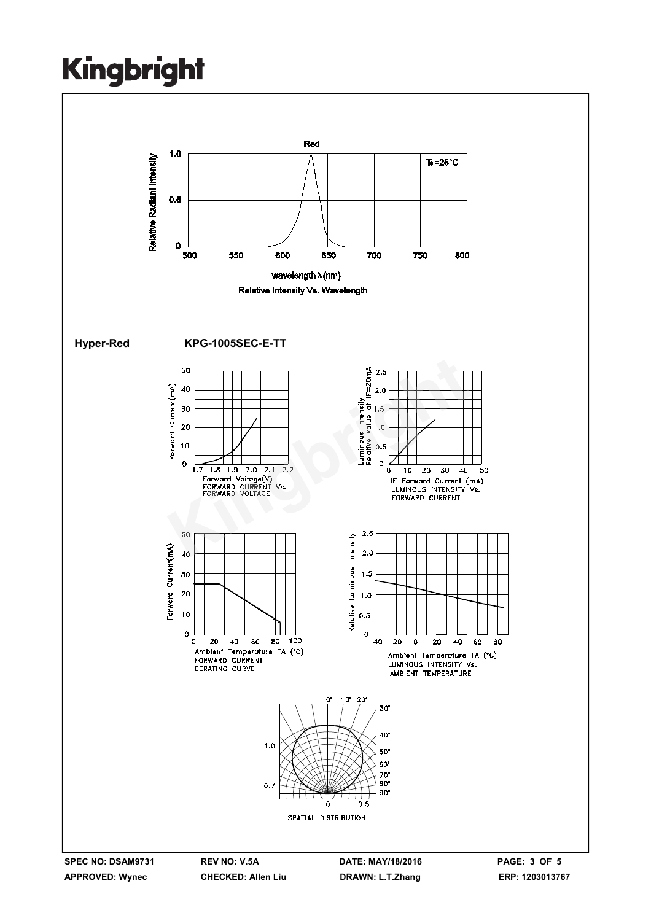Red

Relative Radiant Intensity

$T_a$=25°C

wavelength λ(nm)

Relative Intensity Vs. Wavelength

**Hyper-Red** **KPG-1005SEC-E-TT**

FORWARD CURRENT Vs. FORWARD VOLTAGE

LUMINOUS INTENSITY Vs. FORWARD CURRENT

FORWARD CURRENT DERATING CURVE

LUMINOUS INTENSITY Vs. AMBIENT TEMPERATURE

SPATIAL DISTRIBUTION

SPEC NO: DSAM9731 REV NO: V.5A DATE: MAY/18/2016

APPROVED: Wynec CHECKED: Allen Liu DRAWN: L.T.Zhang ERP: 1203013767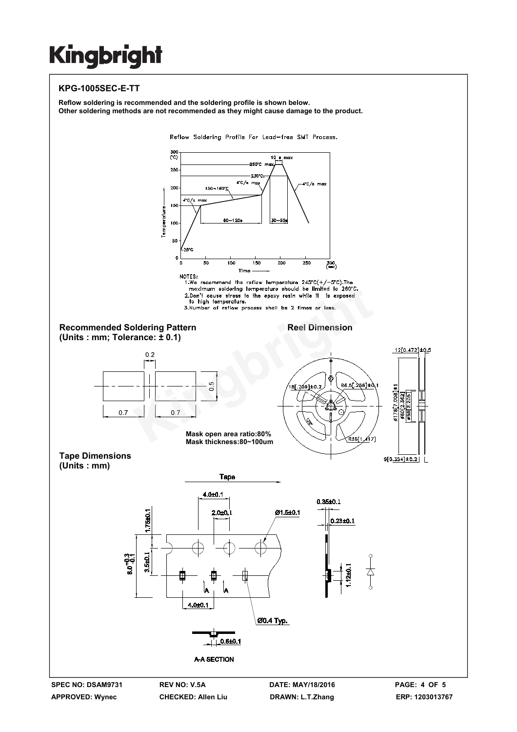# KPG-1005SEC-E-TT

**Reflow soldering is recommended and the soldering profile is shown below.**
**Other soldering methods are not recommended as they might cause damage to the product.**

Reflow Soldering Profile For Lead-free SMT Process.

NOTES:
1. We recommend the reflow temperature 245°C(+/-5°C). The maximum soldering temperature should be limited to 260°C.
2. Don't cause stress to the epoxy resin while it is exposed to high temperature.
3. Number of reflow process shall be 2 times or less.

## Recommended Soldering Pattern
**(Units : mm; Tolerance: ± 0.1)**

Mask open area ratio:80%
Mask thickness:80~100um

## Reel Dimension

## Tape Dimensions
**(Units : mm)**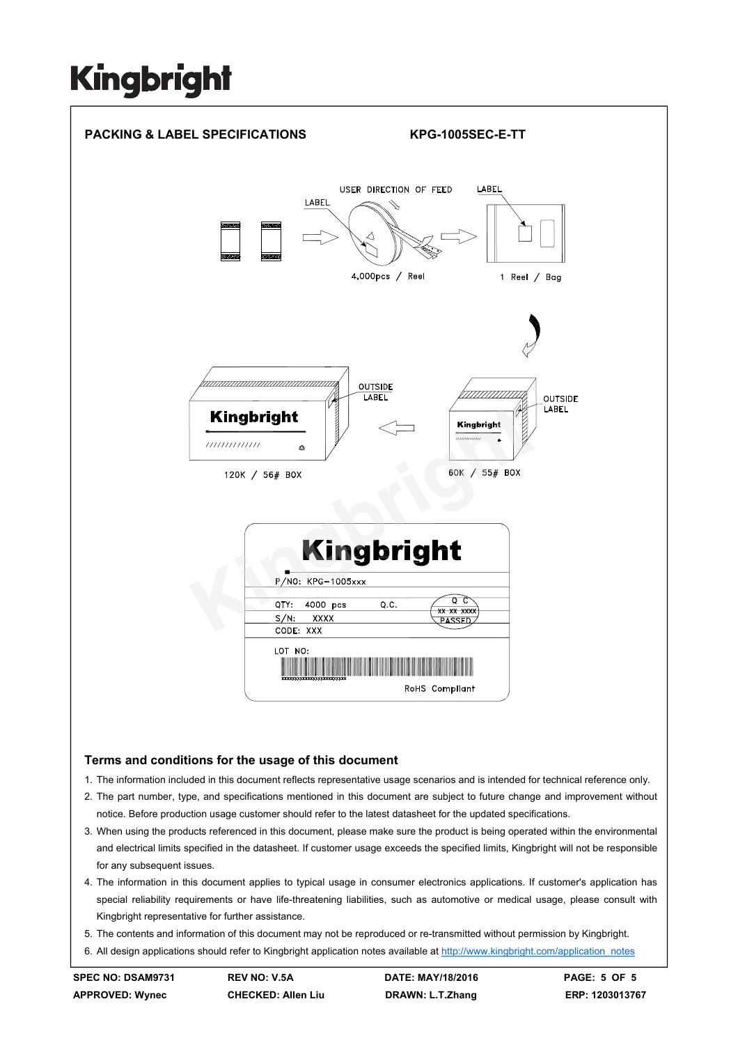# Kingbright

## PACKING & LABEL SPECIFICATIONS

**KPG-1005SEC-E-TT**

USER DIRECTION OF FEED

LABEL

LABEL

4,000pcs / Reel

1 Reel / Bag

OUTSIDE LABEL

Kingbright

120K / 56# BOX

OUTSIDE LABEL

Kingbright

60K / 55# BOX

Kingbright

P/NO: KPG-1005xxx

QTY: 4000 pcs

Q.C.

Q C

XX XX XXXX

PASSED

S/N: XXXX

CODE: XXX

LOT NO:

RoHS Compliant

### Terms and conditions for the usage of this document

1. The information included in this document reflects representative usage scenarios and is intended for technical reference only.
2. The part number, type, and specifications mentioned in this document are subject to future change and improvement without notice. Before production usage customer should refer to the latest datasheet for the updated specifications.
3. When using the products referenced in this document, please make sure the product is being operated within the environmental and electrical limits specified in the datasheet. If customer usage exceeds the specified limits, Kingbright will not be responsible for any subsequent issues.
4. The information in this document applies to typical usage in consumer electronics applications. If customer's application has special reliability requirements or have life-threatening liabilities, such as automotive or medical usage, please consult with Kingbright representative for further assistance.
5. The contents and information of this document may not be reproduced or re-transmitted without permission by Kingbright.
6. All design applications should refer to Kingbright application notes available at http://www.kingbright.com/application_notes

| | | | |
|---|---|---|---|
| **SPEC NO: DSAM9731** | **REV NO: V.5A** | **DATE: MAY/18/2016** | |
| **APPROVED: Wynec** | **CHECKED: Allen Liu** | **DRAWN: L.T.Zhang** | **ERP: 1203013767** |